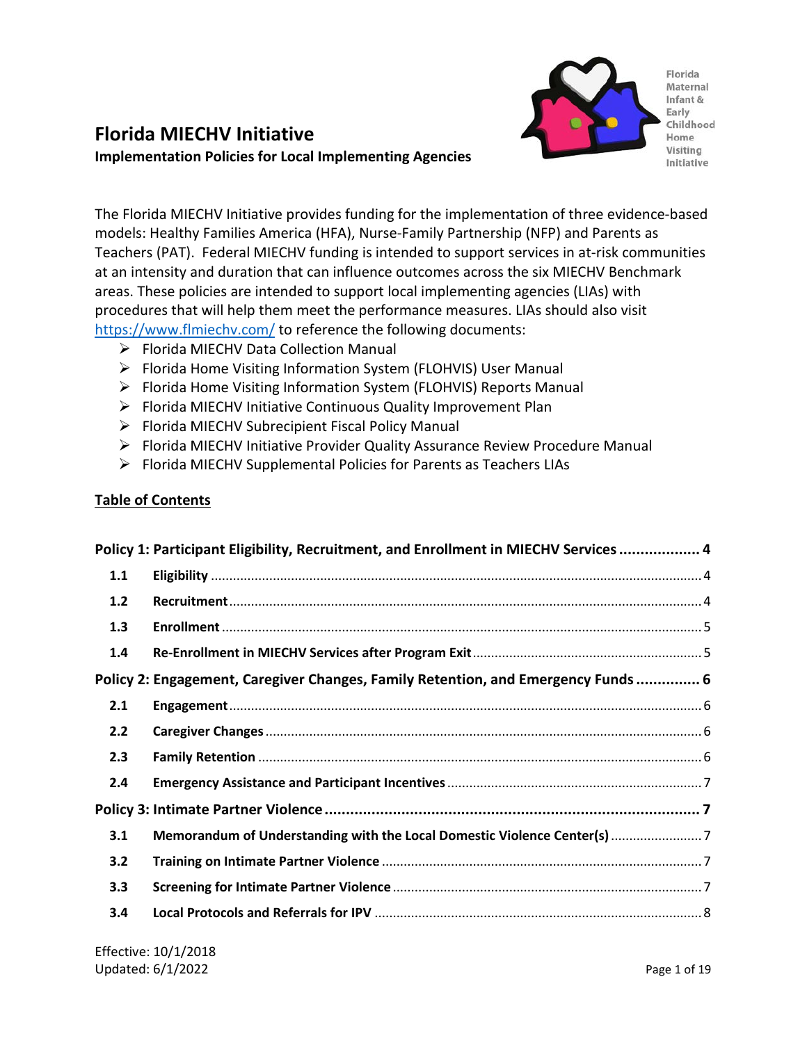# Florida MIECHV Initiative

**Implementation Policies for Local Implementing Agencies**

Florida Maternal Infant & Early Childhood Home Visiting Initiative

The Florida MIECHV Initiative provides funding for the implementation of three evidence-based models: Healthy Families America (HFA), Nurse-Family Partnership (NFP) and Parents as Teachers (PAT). Federal MIECHV funding is intended to support services in at-risk communities at an intensity and duration that can influence outcomes across the six MIECHV Benchmark areas. These policies are intended to support local implementing agencies (LIAs) with procedures that will help them meet the performance measures. LIAs should also visit https://www.flmiechv.com/ to reference the following documents:

- Florida MIECHV Data Collection Manual
- Florida Home Visiting Information System (FLOHVIS) User Manual
- Florida Home Visiting Information System (FLOHVIS) Reports Manual
- Florida MIECHV Initiative Continuous Quality Improvement Plan
- Florida MIECHV Subrecipient Fiscal Policy Manual
- Florida MIECHV Initiative Provider Quality Assurance Review Procedure Manual
- Florida MIECHV Supplemental Policies for Parents as Teachers LIAs

## Table of Contents

**Policy 1: Participant Eligibility, Recruitment, and Enrollment in MIECHV Services .................. 4**

- **1.1 Eligibility** .................................................. 4
- **1.2 Recruitment** .................................................. 4
- **1.3 Enrollment** .................................................. 5
- **1.4 Re-Enrollment in MIECHV Services after Program Exit** .................................................. 5

**Policy 2: Engagement, Caregiver Changes, Family Retention, and Emergency Funds .............. 6**

- **2.1 Engagement** .................................................. 6
- **2.2 Caregiver Changes** .................................................. 6
- **2.3 Family Retention** .................................................. 6
- **2.4 Emergency Assistance and Participant Incentives** .................................................. 7

**Policy 3: Intimate Partner Violence .................................................. 7**

- **3.1 Memorandum of Understanding with the Local Domestic Violence Center(s)** .................. 7
- **3.2 Training on Intimate Partner Violence** .................................................. 7
- **3.3 Screening for Intimate Partner Violence** .................................................. 7
- **3.4 Local Protocols and Referrals for IPV** .................................................. 8

Effective: 10/1/2018
Updated: 6/1/2022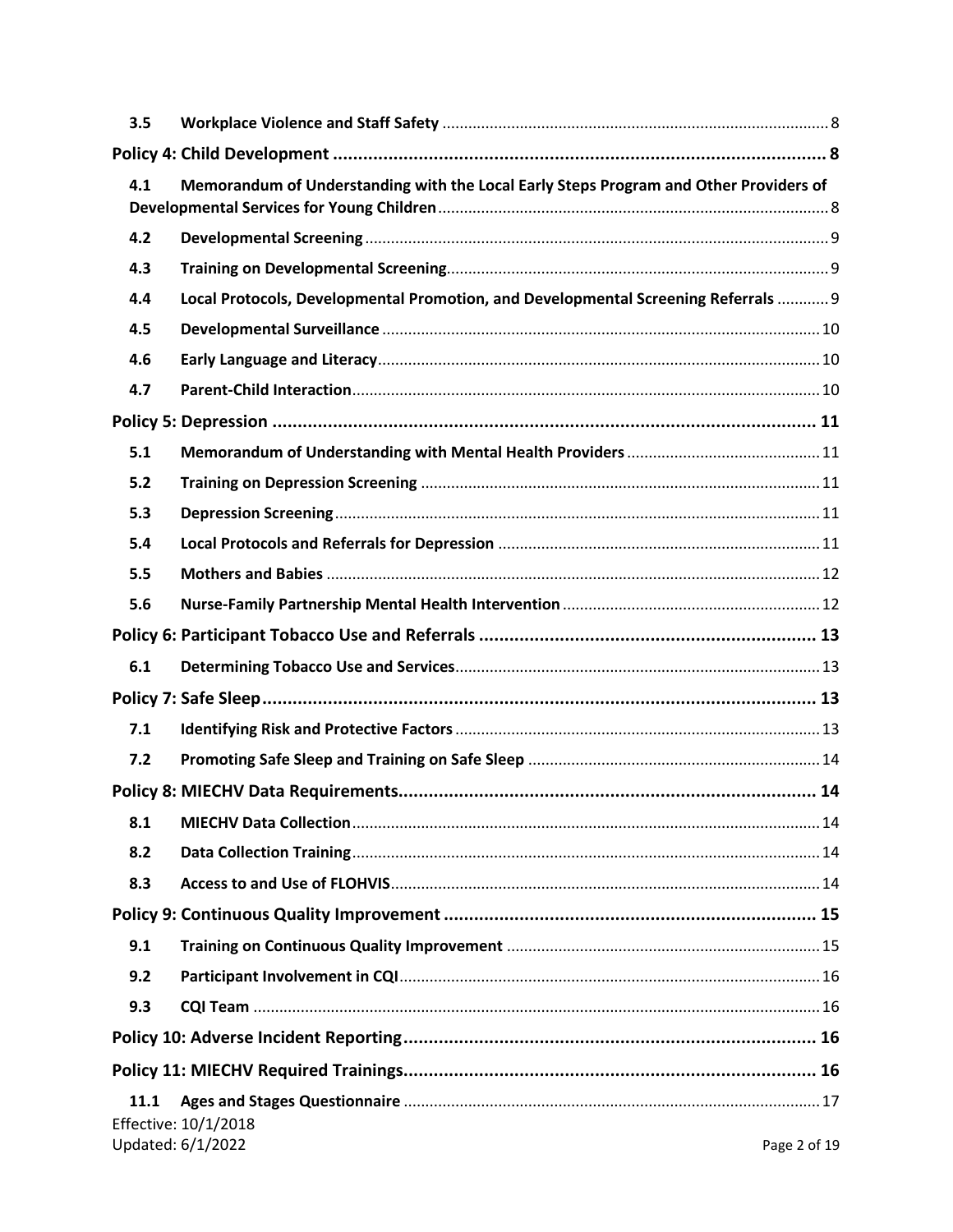| | | |
|---|---|---|
| **3.5** | **Workplace Violence and Staff Safety** | 8 |
| **Policy 4: Child Development** | | **8** |
| **4.1** | **Memorandum of Understanding with the Local Early Steps Program and Other Providers of Developmental Services for Young Children** | 8 |
| **4.2** | **Developmental Screening** | 9 |
| **4.3** | **Training on Developmental Screening** | 9 |
| **4.4** | **Local Protocols, Developmental Promotion, and Developmental Screening Referrals** | 9 |
| **4.5** | **Developmental Surveillance** | 10 |
| **4.6** | **Early Language and Literacy** | 10 |
| **4.7** | **Parent-Child Interaction** | 10 |
| **Policy 5: Depression** | | **11** |
| **5.1** | **Memorandum of Understanding with Mental Health Providers** | 11 |
| **5.2** | **Training on Depression Screening** | 11 |
| **5.3** | **Depression Screening** | 11 |
| **5.4** | **Local Protocols and Referrals for Depression** | 11 |
| **5.5** | **Mothers and Babies** | 12 |
| **5.6** | **Nurse-Family Partnership Mental Health Intervention** | 12 |
| **Policy 6: Participant Tobacco Use and Referrals** | | **13** |
| **6.1** | **Determining Tobacco Use and Services** | 13 |
| **Policy 7: Safe Sleep** | | **13** |
| **7.1** | **Identifying Risk and Protective Factors** | 13 |
| **7.2** | **Promoting Safe Sleep and Training on Safe Sleep** | 14 |
| **Policy 8: MIECHV Data Requirements** | | **14** |
| **8.1** | **MIECHV Data Collection** | 14 |
| **8.2** | **Data Collection Training** | 14 |
| **8.3** | **Access to and Use of FLOHVIS** | 14 |
| **Policy 9: Continuous Quality Improvement** | | **15** |
| **9.1** | **Training on Continuous Quality Improvement** | 15 |
| **9.2** | **Participant Involvement in CQI** | 16 |
| **9.3** | **CQI Team** | 16 |
| **Policy 10: Adverse Incident Reporting** | | **16** |
| **Policy 11: MIECHV Required Trainings** | | **16** |
| **11.1** | **Ages and Stages Questionnaire** | 17 |

Effective: 10/1/2018
Updated: 6/1/2022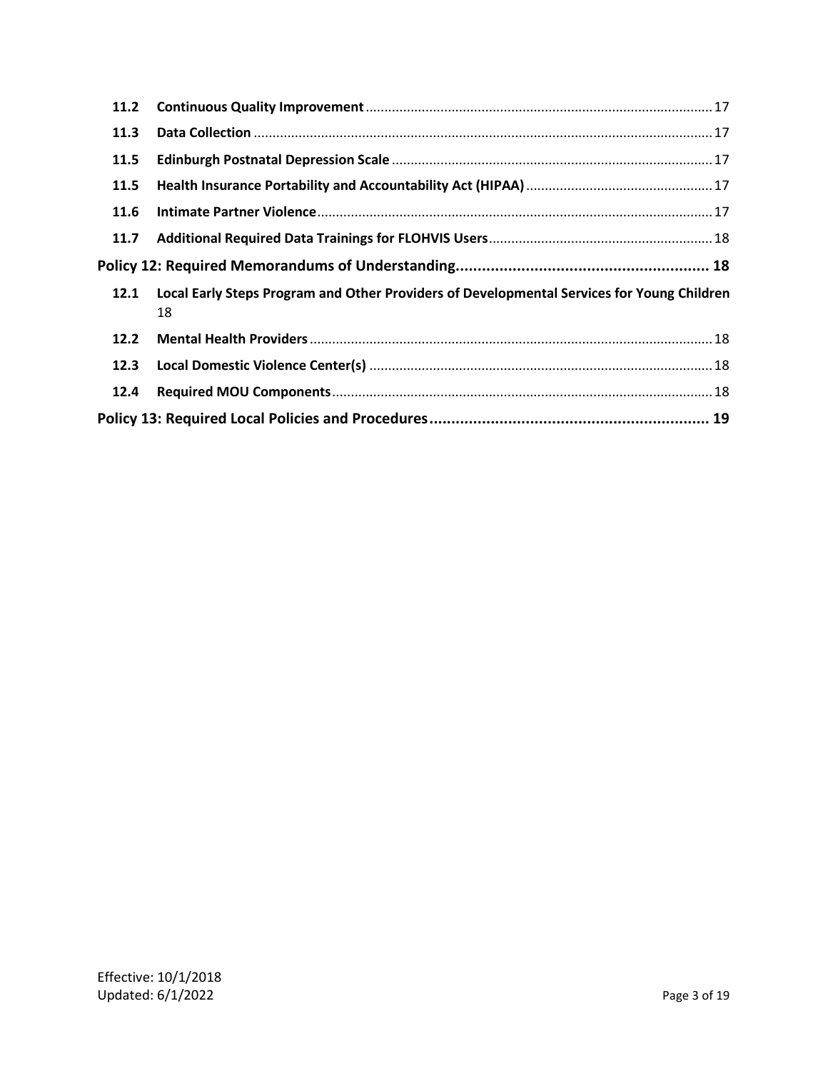| | | |
|---|---|---|
| **11.2** | **Continuous Quality Improvement** | 17 |
| **11.3** | **Data Collection** | 17 |
| **11.5** | **Edinburgh Postnatal Depression Scale** | 17 |
| **11.5** | **Health Insurance Portability and Accountability Act (HIPAA)** | 17 |
| **11.6** | **Intimate Partner Violence** | 17 |
| **11.7** | **Additional Required Data Trainings for FLOHVIS Users** | 18 |
| **Policy 12: Required Memorandums of Understanding** | | **18** |
| **12.1** | **Local Early Steps Program and Other Providers of Developmental Services for Young Children** | 18 |
| **12.2** | **Mental Health Providers** | 18 |
| **12.3** | **Local Domestic Violence Center(s)** | 18 |
| **12.4** | **Required MOU Components** | 18 |
| **Policy 13: Required Local Policies and Procedures** | | **19** |

Effective: 10/1/2018
Updated: 6/1/2022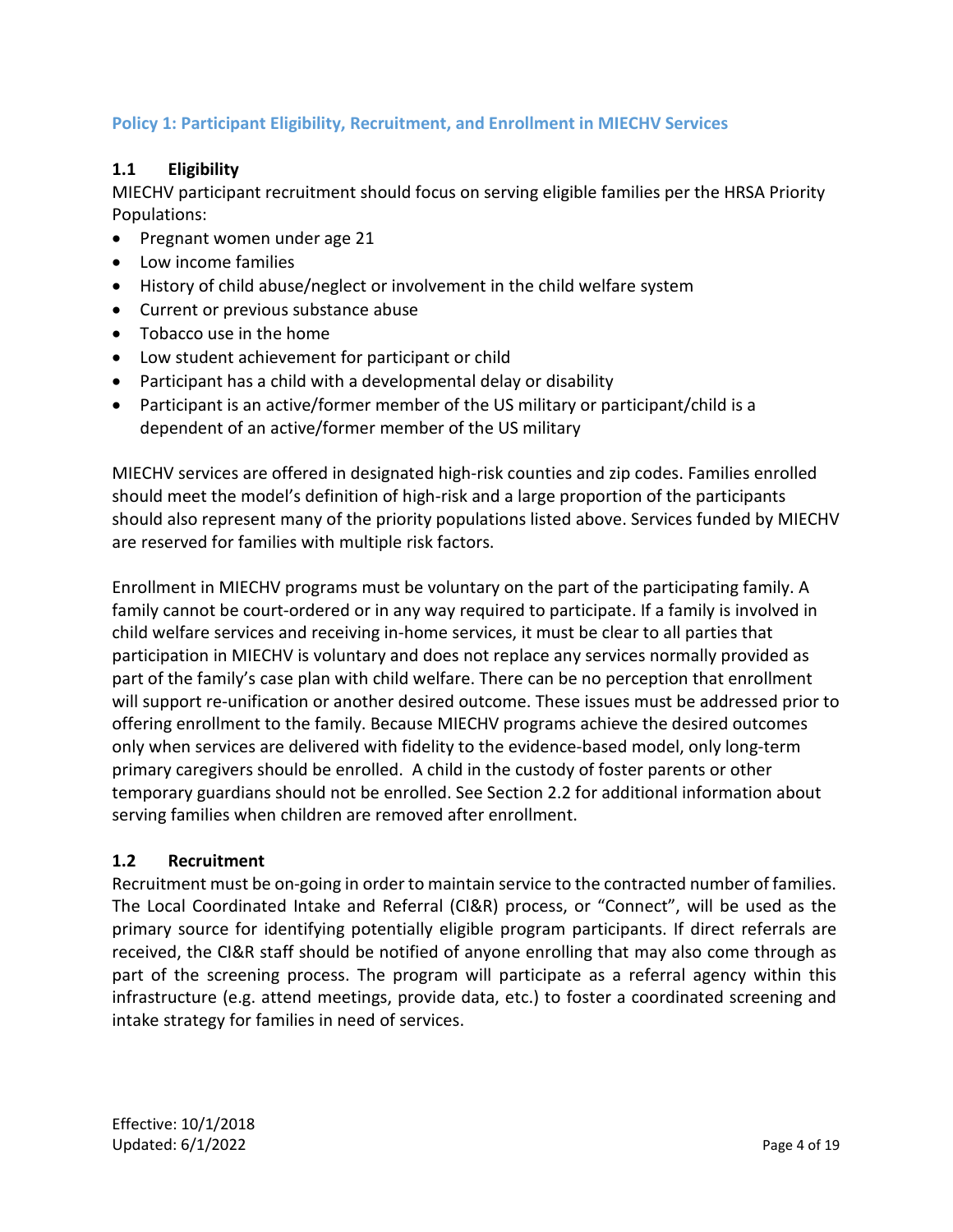## Policy 1: Participant Eligibility, Recruitment, and Enrollment in MIECHV Services

### 1.1 Eligibility

MIECHV participant recruitment should focus on serving eligible families per the HRSA Priority Populations:

- Pregnant women under age 21
- Low income families
- History of child abuse/neglect or involvement in the child welfare system
- Current or previous substance abuse
- Tobacco use in the home
- Low student achievement for participant or child
- Participant has a child with a developmental delay or disability
- Participant is an active/former member of the US military or participant/child is a dependent of an active/former member of the US military

MIECHV services are offered in designated high-risk counties and zip codes. Families enrolled should meet the model's definition of high-risk and a large proportion of the participants should also represent many of the priority populations listed above. Services funded by MIECHV are reserved for families with multiple risk factors.

Enrollment in MIECHV programs must be voluntary on the part of the participating family. A family cannot be court-ordered or in any way required to participate. If a family is involved in child welfare services and receiving in-home services, it must be clear to all parties that participation in MIECHV is voluntary and does not replace any services normally provided as part of the family's case plan with child welfare. There can be no perception that enrollment will support re-unification or another desired outcome. These issues must be addressed prior to offering enrollment to the family. Because MIECHV programs achieve the desired outcomes only when services are delivered with fidelity to the evidence-based model, only long-term primary caregivers should be enrolled. A child in the custody of foster parents or other temporary guardians should not be enrolled. See Section 2.2 for additional information about serving families when children are removed after enrollment.

### 1.2 Recruitment

Recruitment must be on-going in order to maintain service to the contracted number of families. The Local Coordinated Intake and Referral (CI&R) process, or "Connect", will be used as the primary source for identifying potentially eligible program participants. If direct referrals are received, the CI&R staff should be notified of anyone enrolling that may also come through as part of the screening process. The program will participate as a referral agency within this infrastructure (e.g. attend meetings, provide data, etc.) to foster a coordinated screening and intake strategy for families in need of services.

Effective: 10/1/2018
Updated: 6/1/2022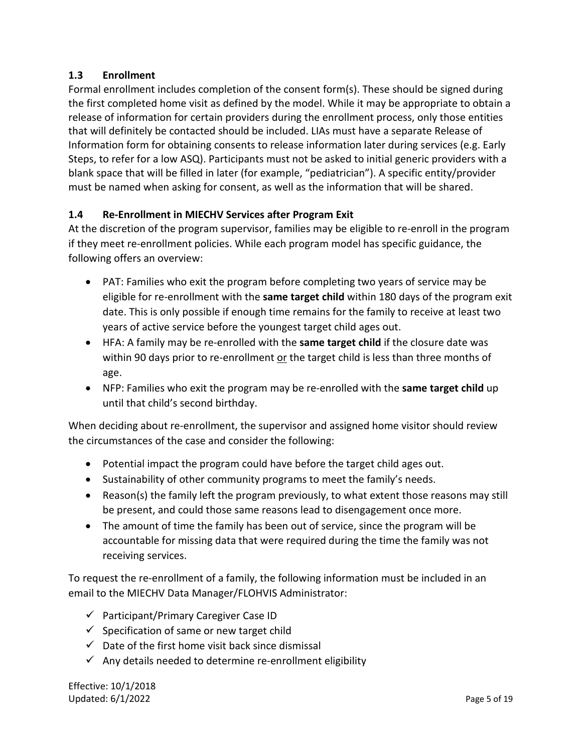### 1.3 Enrollment

Formal enrollment includes completion of the consent form(s). These should be signed during the first completed home visit as defined by the model. While it may be appropriate to obtain a release of information for certain providers during the enrollment process, only those entities that will definitely be contacted should be included. LIAs must have a separate Release of Information form for obtaining consents to release information later during services (e.g. Early Steps, to refer for a low ASQ). Participants must not be asked to initial generic providers with a blank space that will be filled in later (for example, "pediatrician"). A specific entity/provider must be named when asking for consent, as well as the information that will be shared.

### 1.4 Re-Enrollment in MIECHV Services after Program Exit

At the discretion of the program supervisor, families may be eligible to re-enroll in the program if they meet re-enrollment policies. While each program model has specific guidance, the following offers an overview:

- PAT: Families who exit the program before completing two years of service may be eligible for re-enrollment with the **same target child** within 180 days of the program exit date. This is only possible if enough time remains for the family to receive at least two years of active service before the youngest target child ages out.
- HFA: A family may be re-enrolled with the **same target child** if the closure date was within 90 days prior to re-enrollment <u>or</u> the target child is less than three months of age.
- NFP: Families who exit the program may be re-enrolled with the **same target child** up until that child's second birthday.

When deciding about re-enrollment, the supervisor and assigned home visitor should review the circumstances of the case and consider the following:

- Potential impact the program could have before the target child ages out.
- Sustainability of other community programs to meet the family's needs.
- Reason(s) the family left the program previously, to what extent those reasons may still be present, and could those same reasons lead to disengagement once more.
- The amount of time the family has been out of service, since the program will be accountable for missing data that were required during the time the family was not receiving services.

To request the re-enrollment of a family, the following information must be included in an email to the MIECHV Data Manager/FLOHVIS Administrator:

- ✓ Participant/Primary Caregiver Case ID
- ✓ Specification of same or new target child
- ✓ Date of the first home visit back since dismissal
- ✓ Any details needed to determine re-enrollment eligibility

Effective: 10/1/2018
Updated: 6/1/2022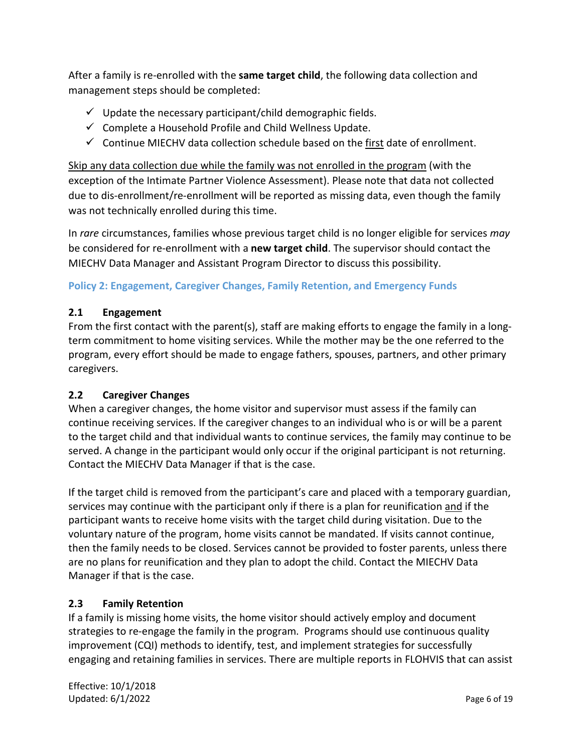After a family is re-enrolled with the **same target child**, the following data collection and management steps should be completed:

- ✓ Update the necessary participant/child demographic fields.
- ✓ Complete a Household Profile and Child Wellness Update.
- ✓ Continue MIECHV data collection schedule based on the first date of enrollment.

Skip any data collection due while the family was not enrolled in the program (with the exception of the Intimate Partner Violence Assessment). Please note that data not collected due to dis-enrollment/re-enrollment will be reported as missing data, even though the family was not technically enrolled during this time.

In *rare* circumstances, families whose previous target child is no longer eligible for services *may* be considered for re-enrollment with a **new target child**. The supervisor should contact the MIECHV Data Manager and Assistant Program Director to discuss this possibility.

## Policy 2: Engagement, Caregiver Changes, Family Retention, and Emergency Funds

### 2.1 Engagement

From the first contact with the parent(s), staff are making efforts to engage the family in a long-term commitment to home visiting services. While the mother may be the one referred to the program, every effort should be made to engage fathers, spouses, partners, and other primary caregivers.

### 2.2 Caregiver Changes

When a caregiver changes, the home visitor and supervisor must assess if the family can continue receiving services. If the caregiver changes to an individual who is or will be a parent to the target child and that individual wants to continue services, the family may continue to be served. A change in the participant would only occur if the original participant is not returning. Contact the MIECHV Data Manager if that is the case.

If the target child is removed from the participant's care and placed with a temporary guardian, services may continue with the participant only if there is a plan for reunification and if the participant wants to receive home visits with the target child during visitation. Due to the voluntary nature of the program, home visits cannot be mandated. If visits cannot continue, then the family needs to be closed. Services cannot be provided to foster parents, unless there are no plans for reunification and they plan to adopt the child. Contact the MIECHV Data Manager if that is the case.

### 2.3 Family Retention

If a family is missing home visits, the home visitor should actively employ and document strategies to re-engage the family in the program. Programs should use continuous quality improvement (CQI) methods to identify, test, and implement strategies for successfully engaging and retaining families in services. There are multiple reports in FLOHVIS that can assist

Effective: 10/1/2018
Updated: 6/1/2022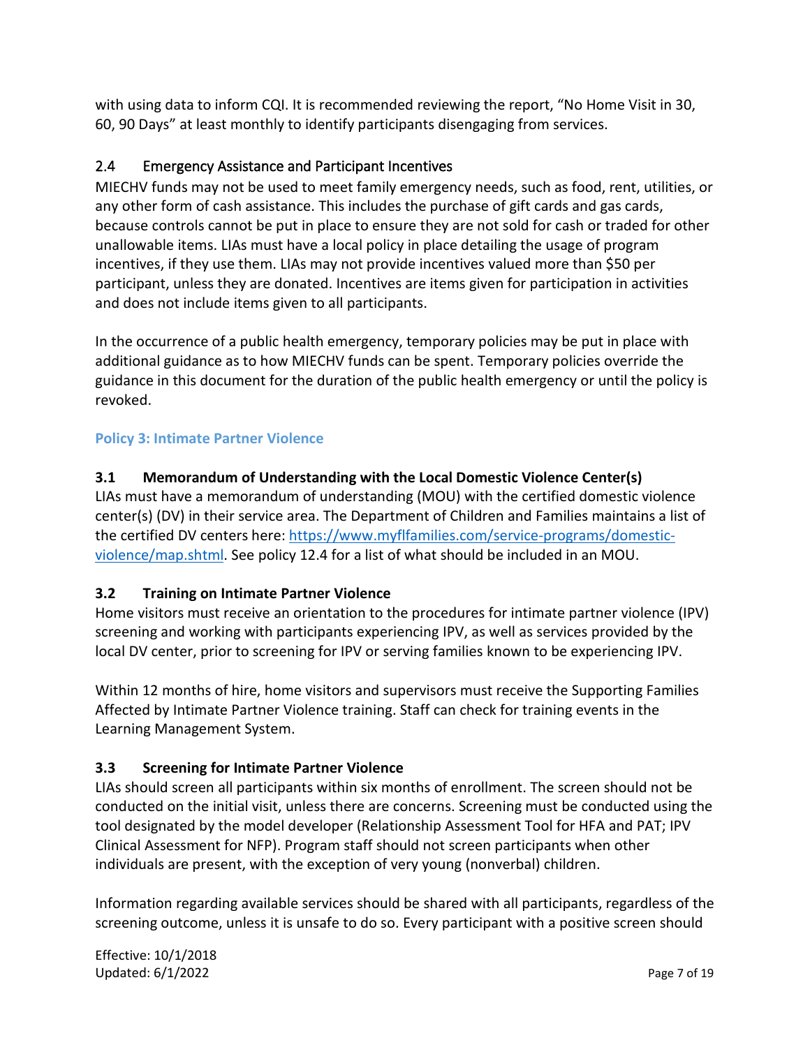with using data to inform CQI. It is recommended reviewing the report, "No Home Visit in 30, 60, 90 Days" at least monthly to identify participants disengaging from services.

### 2.4 Emergency Assistance and Participant Incentives

MIECHV funds may not be used to meet family emergency needs, such as food, rent, utilities, or any other form of cash assistance. This includes the purchase of gift cards and gas cards, because controls cannot be put in place to ensure they are not sold for cash or traded for other unallowable items. LIAs must have a local policy in place detailing the usage of program incentives, if they use them. LIAs may not provide incentives valued more than $50 per participant, unless they are donated. Incentives are items given for participation in activities and does not include items given to all participants.

In the occurrence of a public health emergency, temporary policies may be put in place with additional guidance as to how MIECHV funds can be spent. Temporary policies override the guidance in this document for the duration of the public health emergency or until the policy is revoked.

## Policy 3: Intimate Partner Violence

### 3.1 Memorandum of Understanding with the Local Domestic Violence Center(s)

LIAs must have a memorandum of understanding (MOU) with the certified domestic violence center(s) (DV) in their service area. The Department of Children and Families maintains a list of the certified DV centers here: [https://www.myflfamilies.com/service-programs/domestic-violence/map.shtml](https://www.myflfamilies.com/service-programs/domestic-violence/map.shtml). See policy 12.4 for a list of what should be included in an MOU.

### 3.2 Training on Intimate Partner Violence

Home visitors must receive an orientation to the procedures for intimate partner violence (IPV) screening and working with participants experiencing IPV, as well as services provided by the local DV center, prior to screening for IPV or serving families known to be experiencing IPV.

Within 12 months of hire, home visitors and supervisors must receive the Supporting Families Affected by Intimate Partner Violence training. Staff can check for training events in the Learning Management System.

### 3.3 Screening for Intimate Partner Violence

LIAs should screen all participants within six months of enrollment. The screen should not be conducted on the initial visit, unless there are concerns. Screening must be conducted using the tool designated by the model developer (Relationship Assessment Tool for HFA and PAT; IPV Clinical Assessment for NFP). Program staff should not screen participants when other individuals are present, with the exception of very young (nonverbal) children.

Information regarding available services should be shared with all participants, regardless of the screening outcome, unless it is unsafe to do so. Every participant with a positive screen should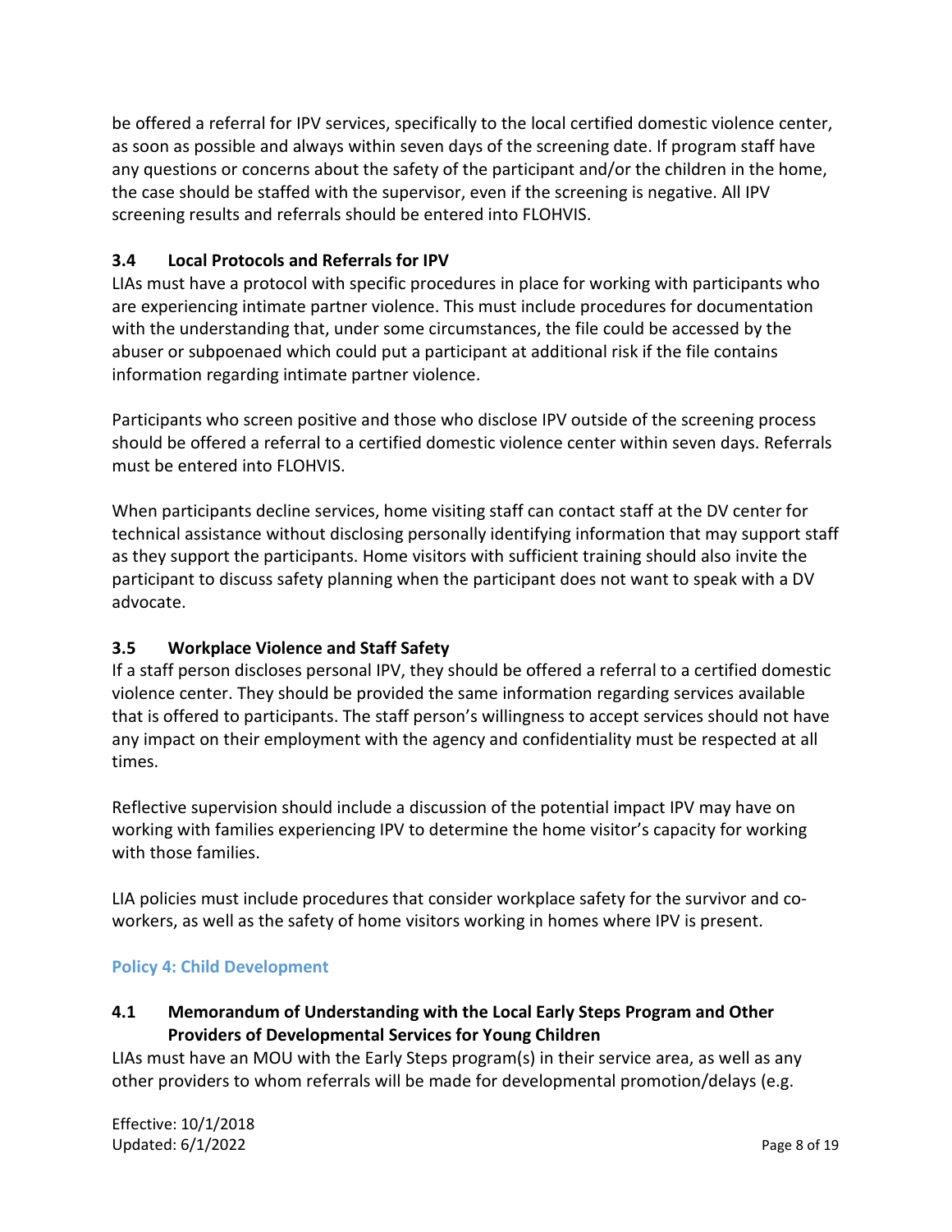be offered a referral for IPV services, specifically to the local certified domestic violence center, as soon as possible and always within seven days of the screening date. If program staff have any questions or concerns about the safety of the participant and/or the children in the home, the case should be staffed with the supervisor, even if the screening is negative. All IPV screening results and referrals should be entered into FLOHVIS.

### 3.4 Local Protocols and Referrals for IPV

LIAs must have a protocol with specific procedures in place for working with participants who are experiencing intimate partner violence. This must include procedures for documentation with the understanding that, under some circumstances, the file could be accessed by the abuser or subpoenaed which could put a participant at additional risk if the file contains information regarding intimate partner violence.

Participants who screen positive and those who disclose IPV outside of the screening process should be offered a referral to a certified domestic violence center within seven days. Referrals must be entered into FLOHVIS.

When participants decline services, home visiting staff can contact staff at the DV center for technical assistance without disclosing personally identifying information that may support staff as they support the participants. Home visitors with sufficient training should also invite the participant to discuss safety planning when the participant does not want to speak with a DV advocate.

### 3.5 Workplace Violence and Staff Safety

If a staff person discloses personal IPV, they should be offered a referral to a certified domestic violence center. They should be provided the same information regarding services available that is offered to participants. The staff person's willingness to accept services should not have any impact on their employment with the agency and confidentiality must be respected at all times.

Reflective supervision should include a discussion of the potential impact IPV may have on working with families experiencing IPV to determine the home visitor's capacity for working with those families.

LIA policies must include procedures that consider workplace safety for the survivor and co-workers, as well as the safety of home visitors working in homes where IPV is present.

## Policy 4: Child Development

### 4.1 Memorandum of Understanding with the Local Early Steps Program and Other Providers of Developmental Services for Young Children

LIAs must have an MOU with the Early Steps program(s) in their service area, as well as any other providers to whom referrals will be made for developmental promotion/delays (e.g.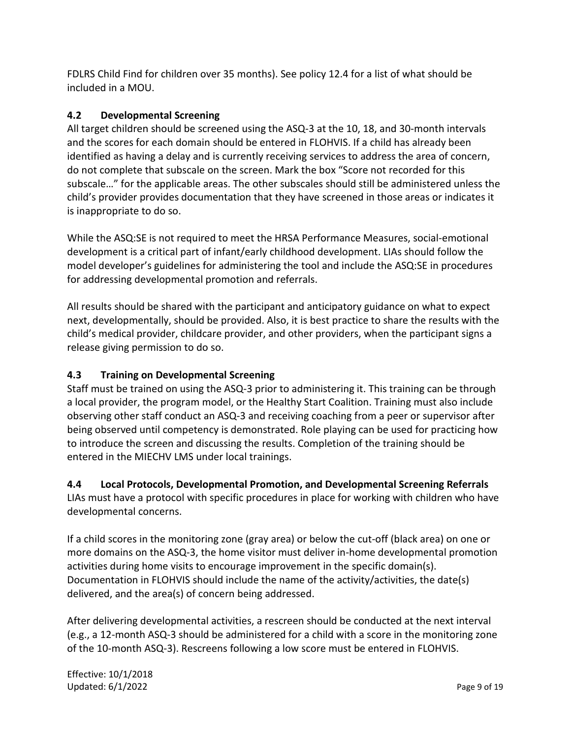FDLRS Child Find for children over 35 months). See policy 12.4 for a list of what should be included in a MOU.

### 4.2 Developmental Screening

All target children should be screened using the ASQ-3 at the 10, 18, and 30-month intervals and the scores for each domain should be entered in FLOHVIS. If a child has already been identified as having a delay and is currently receiving services to address the area of concern, do not complete that subscale on the screen. Mark the box "Score not recorded for this subscale…" for the applicable areas. The other subscales should still be administered unless the child's provider provides documentation that they have screened in those areas or indicates it is inappropriate to do so.

While the ASQ:SE is not required to meet the HRSA Performance Measures, social-emotional development is a critical part of infant/early childhood development. LIAs should follow the model developer's guidelines for administering the tool and include the ASQ:SE in procedures for addressing developmental promotion and referrals.

All results should be shared with the participant and anticipatory guidance on what to expect next, developmentally, should be provided. Also, it is best practice to share the results with the child's medical provider, childcare provider, and other providers, when the participant signs a release giving permission to do so.

### 4.3 Training on Developmental Screening

Staff must be trained on using the ASQ-3 prior to administering it. This training can be through a local provider, the program model, or the Healthy Start Coalition. Training must also include observing other staff conduct an ASQ-3 and receiving coaching from a peer or supervisor after being observed until competency is demonstrated. Role playing can be used for practicing how to introduce the screen and discussing the results. Completion of the training should be entered in the MIECHV LMS under local trainings.

### 4.4 Local Protocols, Developmental Promotion, and Developmental Screening Referrals

LIAs must have a protocol with specific procedures in place for working with children who have developmental concerns.

If a child scores in the monitoring zone (gray area) or below the cut-off (black area) on one or more domains on the ASQ-3, the home visitor must deliver in-home developmental promotion activities during home visits to encourage improvement in the specific domain(s). Documentation in FLOHVIS should include the name of the activity/activities, the date(s) delivered, and the area(s) of concern being addressed.

After delivering developmental activities, a rescreen should be conducted at the next interval (e.g., a 12-month ASQ-3 should be administered for a child with a score in the monitoring zone of the 10-month ASQ-3). Rescreens following a low score must be entered in FLOHVIS.

Effective: 10/1/2018
Updated: 6/1/2022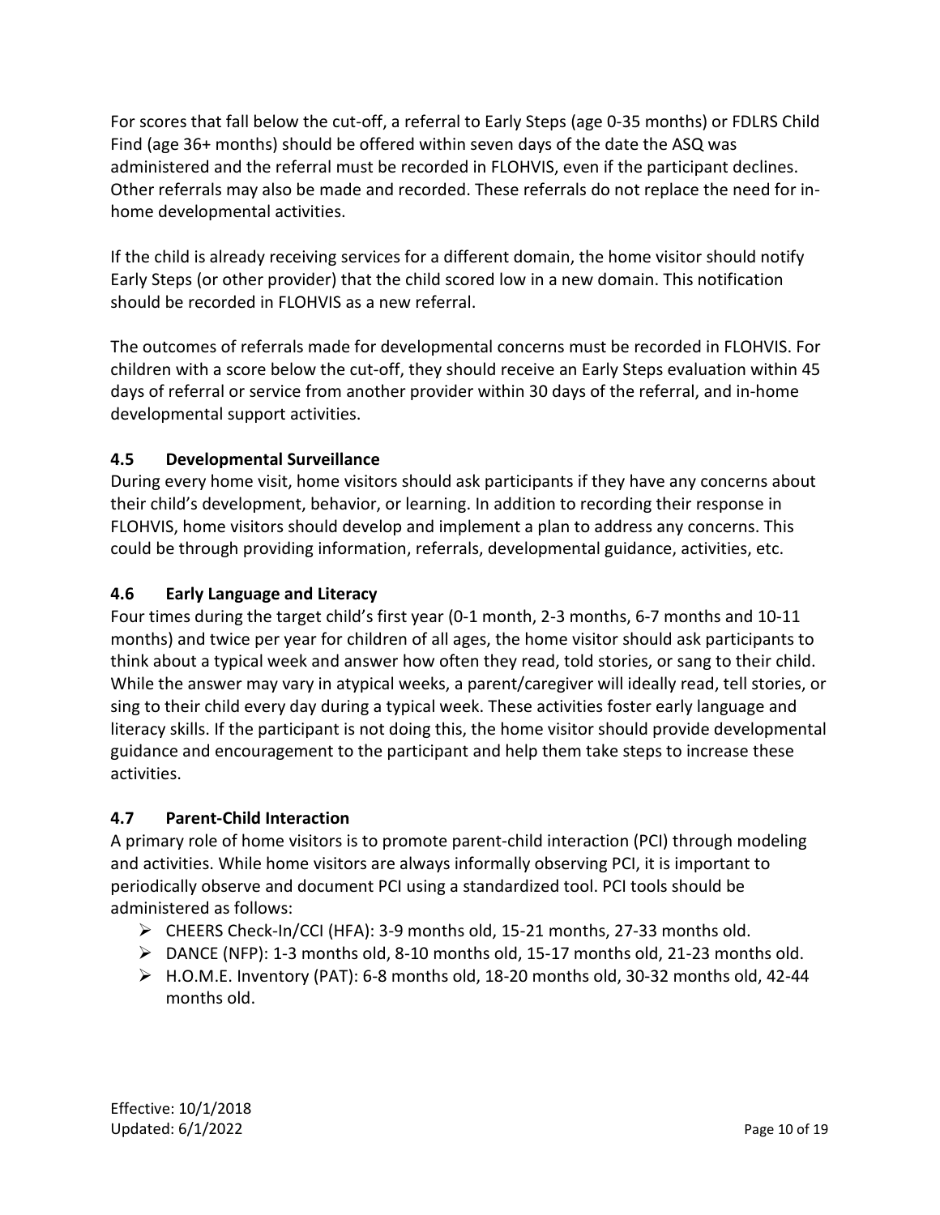For scores that fall below the cut-off, a referral to Early Steps (age 0-35 months) or FDLRS Child Find (age 36+ months) should be offered within seven days of the date the ASQ was administered and the referral must be recorded in FLOHVIS, even if the participant declines. Other referrals may also be made and recorded. These referrals do not replace the need for in-home developmental activities.

If the child is already receiving services for a different domain, the home visitor should notify Early Steps (or other provider) that the child scored low in a new domain. This notification should be recorded in FLOHVIS as a new referral.

The outcomes of referrals made for developmental concerns must be recorded in FLOHVIS. For children with a score below the cut-off, they should receive an Early Steps evaluation within 45 days of referral or service from another provider within 30 days of the referral, and in-home developmental support activities.

### 4.5 Developmental Surveillance

During every home visit, home visitors should ask participants if they have any concerns about their child's development, behavior, or learning. In addition to recording their response in FLOHVIS, home visitors should develop and implement a plan to address any concerns. This could be through providing information, referrals, developmental guidance, activities, etc.

### 4.6 Early Language and Literacy

Four times during the target child's first year (0-1 month, 2-3 months, 6-7 months and 10-11 months) and twice per year for children of all ages, the home visitor should ask participants to think about a typical week and answer how often they read, told stories, or sang to their child. While the answer may vary in atypical weeks, a parent/caregiver will ideally read, tell stories, or sing to their child every day during a typical week. These activities foster early language and literacy skills. If the participant is not doing this, the home visitor should provide developmental guidance and encouragement to the participant and help them take steps to increase these activities.

### 4.7 Parent-Child Interaction

A primary role of home visitors is to promote parent-child interaction (PCI) through modeling and activities. While home visitors are always informally observing PCI, it is important to periodically observe and document PCI using a standardized tool. PCI tools should be administered as follows:

- CHEERS Check-In/CCI (HFA): 3-9 months old, 15-21 months, 27-33 months old.
- DANCE (NFP): 1-3 months old, 8-10 months old, 15-17 months old, 21-23 months old.
- H.O.M.E. Inventory (PAT): 6-8 months old, 18-20 months old, 30-32 months old, 42-44 months old.

Effective: 10/1/2018
Updated: 6/1/2022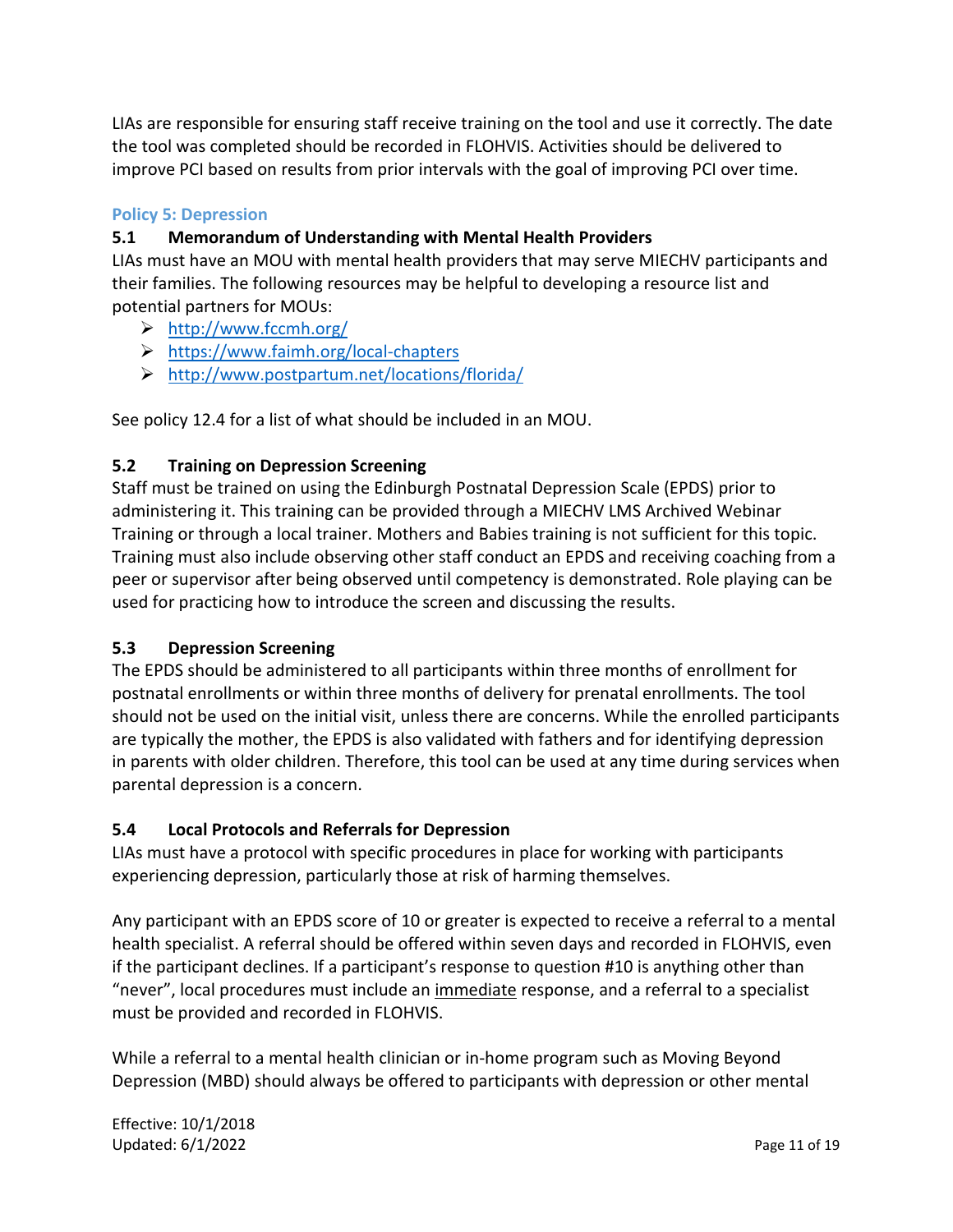LIAs are responsible for ensuring staff receive training on the tool and use it correctly. The date the tool was completed should be recorded in FLOHVIS. Activities should be delivered to improve PCI based on results from prior intervals with the goal of improving PCI over time.

## Policy 5: Depression

### 5.1 Memorandum of Understanding with Mental Health Providers

LIAs must have an MOU with mental health providers that may serve MIECHV participants and their families. The following resources may be helpful to developing a resource list and potential partners for MOUs:

- http://www.fccmh.org/
- https://www.faimh.org/local-chapters
- http://www.postpartum.net/locations/florida/

See policy 12.4 for a list of what should be included in an MOU.

### 5.2 Training on Depression Screening

Staff must be trained on using the Edinburgh Postnatal Depression Scale (EPDS) prior to administering it. This training can be provided through a MIECHV LMS Archived Webinar Training or through a local trainer. Mothers and Babies training is not sufficient for this topic. Training must also include observing other staff conduct an EPDS and receiving coaching from a peer or supervisor after being observed until competency is demonstrated. Role playing can be used for practicing how to introduce the screen and discussing the results.

### 5.3 Depression Screening

The EPDS should be administered to all participants within three months of enrollment for postnatal enrollments or within three months of delivery for prenatal enrollments. The tool should not be used on the initial visit, unless there are concerns. While the enrolled participants are typically the mother, the EPDS is also validated with fathers and for identifying depression in parents with older children. Therefore, this tool can be used at any time during services when parental depression is a concern.

### 5.4 Local Protocols and Referrals for Depression

LIAs must have a protocol with specific procedures in place for working with participants experiencing depression, particularly those at risk of harming themselves.

Any participant with an EPDS score of 10 or greater is expected to receive a referral to a mental health specialist. A referral should be offered within seven days and recorded in FLOHVIS, even if the participant declines. If a participant's response to question #10 is anything other than "never", local procedures must include an <u>immediate</u> response, and a referral to a specialist must be provided and recorded in FLOHVIS.

While a referral to a mental health clinician or in-home program such as Moving Beyond Depression (MBD) should always be offered to participants with depression or other mental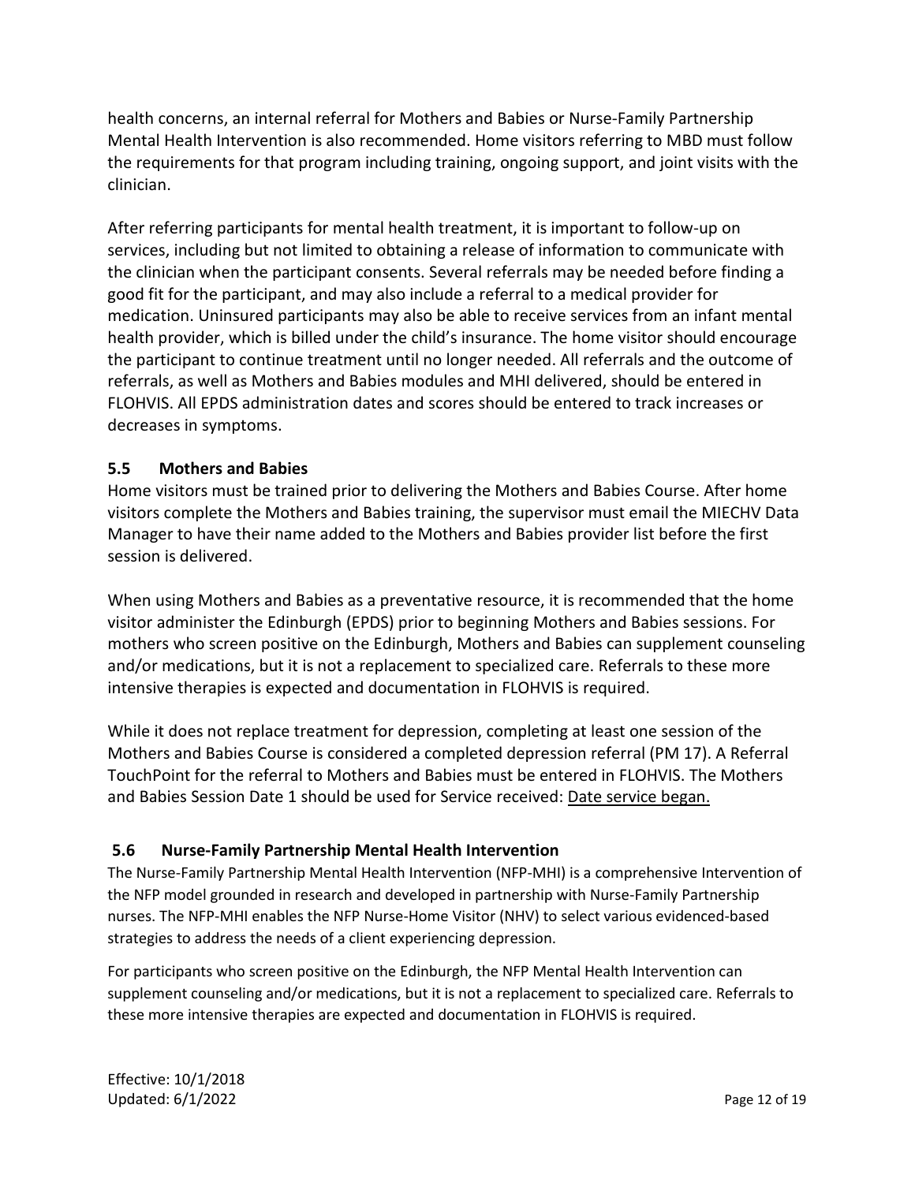health concerns, an internal referral for Mothers and Babies or Nurse-Family Partnership Mental Health Intervention is also recommended. Home visitors referring to MBD must follow the requirements for that program including training, ongoing support, and joint visits with the clinician.

After referring participants for mental health treatment, it is important to follow-up on services, including but not limited to obtaining a release of information to communicate with the clinician when the participant consents. Several referrals may be needed before finding a good fit for the participant, and may also include a referral to a medical provider for medication. Uninsured participants may also be able to receive services from an infant mental health provider, which is billed under the child's insurance. The home visitor should encourage the participant to continue treatment until no longer needed. All referrals and the outcome of referrals, as well as Mothers and Babies modules and MHI delivered, should be entered in FLOHVIS. All EPDS administration dates and scores should be entered to track increases or decreases in symptoms.

### 5.5 Mothers and Babies

Home visitors must be trained prior to delivering the Mothers and Babies Course. After home visitors complete the Mothers and Babies training, the supervisor must email the MIECHV Data Manager to have their name added to the Mothers and Babies provider list before the first session is delivered.

When using Mothers and Babies as a preventative resource, it is recommended that the home visitor administer the Edinburgh (EPDS) prior to beginning Mothers and Babies sessions. For mothers who screen positive on the Edinburgh, Mothers and Babies can supplement counseling and/or medications, but it is not a replacement to specialized care. Referrals to these more intensive therapies is expected and documentation in FLOHVIS is required.

While it does not replace treatment for depression, completing at least one session of the Mothers and Babies Course is considered a completed depression referral (PM 17). A Referral TouchPoint for the referral to Mothers and Babies must be entered in FLOHVIS. The Mothers and Babies Session Date 1 should be used for Service received: Date service began.

### 5.6 Nurse-Family Partnership Mental Health Intervention

The Nurse-Family Partnership Mental Health Intervention (NFP-MHI) is a comprehensive Intervention of the NFP model grounded in research and developed in partnership with Nurse-Family Partnership nurses. The NFP-MHI enables the NFP Nurse-Home Visitor (NHV) to select various evidenced-based strategies to address the needs of a client experiencing depression.

For participants who screen positive on the Edinburgh, the NFP Mental Health Intervention can supplement counseling and/or medications, but it is not a replacement to specialized care. Referrals to these more intensive therapies are expected and documentation in FLOHVIS is required.

Effective: 10/1/2018
Updated: 6/1/2022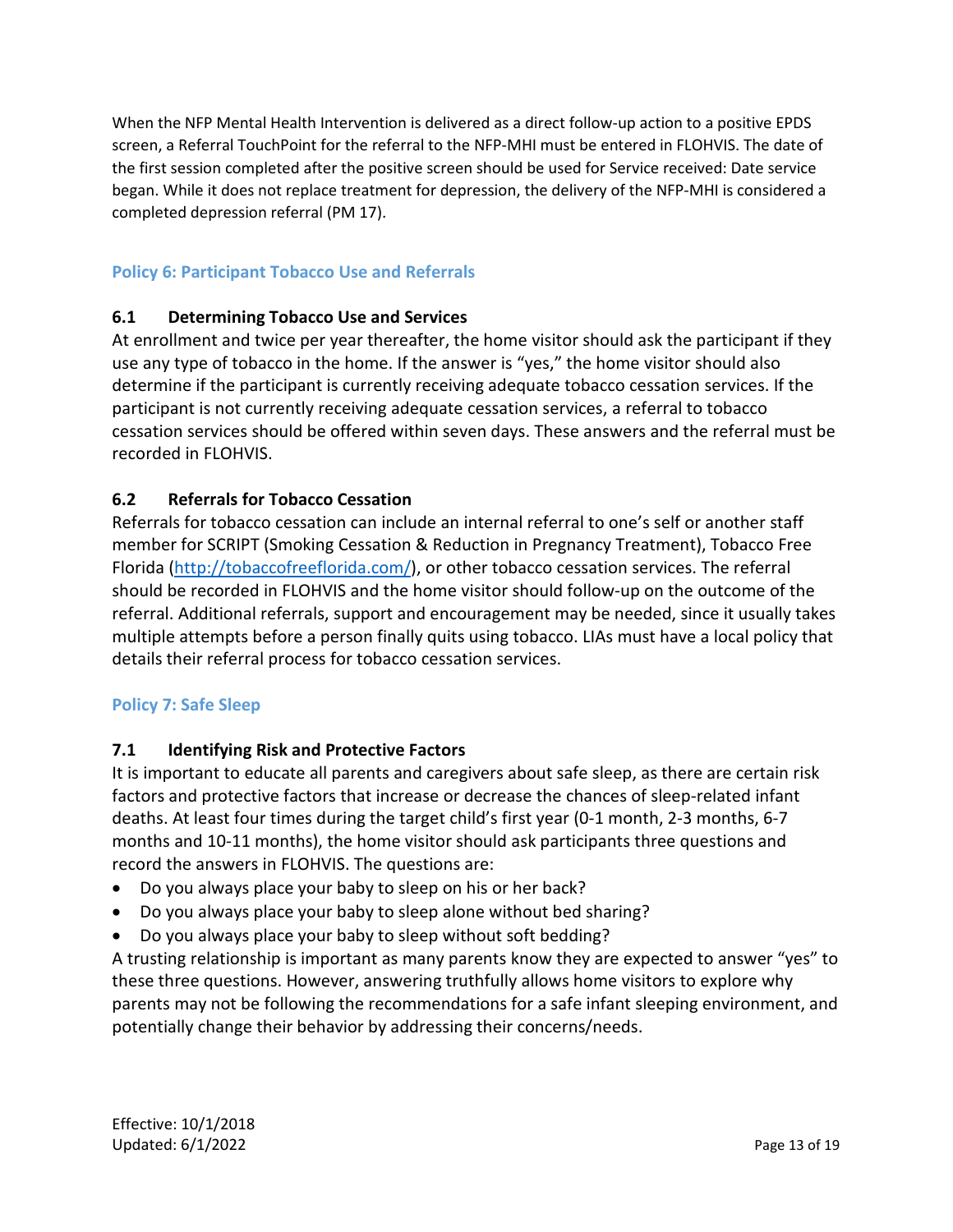When the NFP Mental Health Intervention is delivered as a direct follow-up action to a positive EPDS screen, a Referral TouchPoint for the referral to the NFP-MHI must be entered in FLOHVIS. The date of the first session completed after the positive screen should be used for Service received: Date service began. While it does not replace treatment for depression, the delivery of the NFP-MHI is considered a completed depression referral (PM 17).

## Policy 6: Participant Tobacco Use and Referrals

### 6.1 Determining Tobacco Use and Services

At enrollment and twice per year thereafter, the home visitor should ask the participant if they use any type of tobacco in the home. If the answer is "yes," the home visitor should also determine if the participant is currently receiving adequate tobacco cessation services. If the participant is not currently receiving adequate cessation services, a referral to tobacco cessation services should be offered within seven days. These answers and the referral must be recorded in FLOHVIS.

### 6.2 Referrals for Tobacco Cessation

Referrals for tobacco cessation can include an internal referral to one's self or another staff member for SCRIPT (Smoking Cessation & Reduction in Pregnancy Treatment), Tobacco Free Florida (http://tobaccofreeflorida.com/), or other tobacco cessation services. The referral should be recorded in FLOHVIS and the home visitor should follow-up on the outcome of the referral. Additional referrals, support and encouragement may be needed, since it usually takes multiple attempts before a person finally quits using tobacco. LIAs must have a local policy that details their referral process for tobacco cessation services.

## Policy 7: Safe Sleep

### 7.1 Identifying Risk and Protective Factors

It is important to educate all parents and caregivers about safe sleep, as there are certain risk factors and protective factors that increase or decrease the chances of sleep-related infant deaths. At least four times during the target child's first year (0-1 month, 2-3 months, 6-7 months and 10-11 months), the home visitor should ask participants three questions and record the answers in FLOHVIS. The questions are:

- Do you always place your baby to sleep on his or her back?
- Do you always place your baby to sleep alone without bed sharing?
- Do you always place your baby to sleep without soft bedding?

A trusting relationship is important as many parents know they are expected to answer "yes" to these three questions. However, answering truthfully allows home visitors to explore why parents may not be following the recommendations for a safe infant sleeping environment, and potentially change their behavior by addressing their concerns/needs.

Effective: 10/1/2018
Updated: 6/1/2022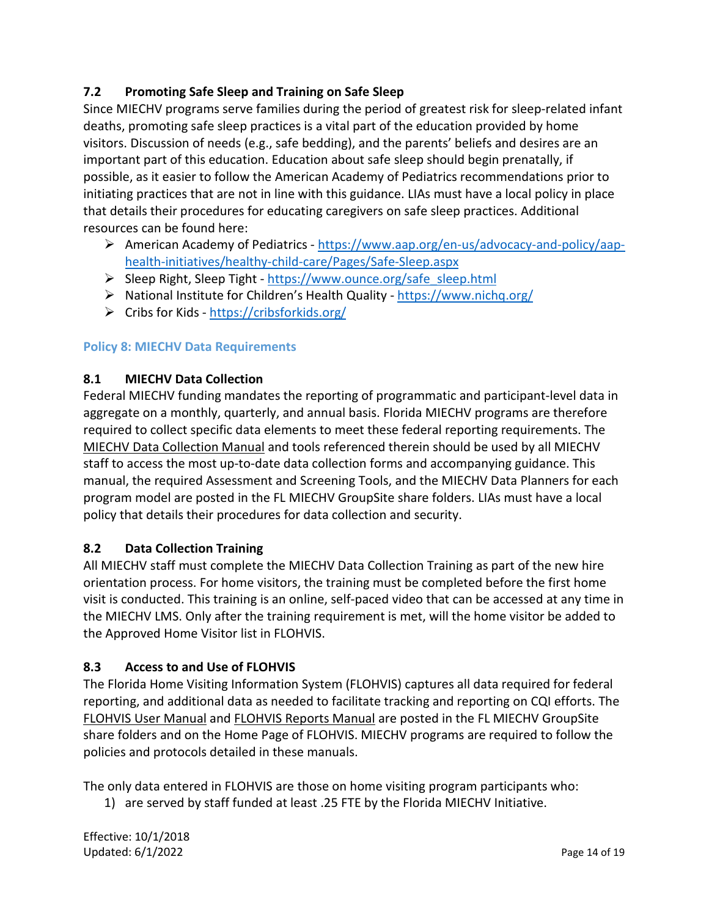### 7.2 Promoting Safe Sleep and Training on Safe Sleep

Since MIECHV programs serve families during the period of greatest risk for sleep-related infant deaths, promoting safe sleep practices is a vital part of the education provided by home visitors. Discussion of needs (e.g., safe bedding), and the parents' beliefs and desires are an important part of this education. Education about safe sleep should begin prenatally, if possible, as it easier to follow the American Academy of Pediatrics recommendations prior to initiating practices that are not in line with this guidance. LIAs must have a local policy in place that details their procedures for educating caregivers on safe sleep practices. Additional resources can be found here:

- American Academy of Pediatrics - [https://www.aap.org/en-us/advocacy-and-policy/aap-health-initiatives/healthy-child-care/Pages/Safe-Sleep.aspx](https://www.aap.org/en-us/advocacy-and-policy/aap-health-initiatives/healthy-child-care/Pages/Safe-Sleep.aspx)
- Sleep Right, Sleep Tight - [https://www.ounce.org/safe_sleep.html](https://www.ounce.org/safe_sleep.html)
- National Institute for Children's Health Quality - [https://www.nichq.org/](https://www.nichq.org/)
- Cribs for Kids - [https://cribsforkids.org/](https://cribsforkids.org/)

## Policy 8: MIECHV Data Requirements

### 8.1 MIECHV Data Collection

Federal MIECHV funding mandates the reporting of programmatic and participant-level data in aggregate on a monthly, quarterly, and annual basis. Florida MIECHV programs are therefore required to collect specific data elements to meet these federal reporting requirements. The MIECHV Data Collection Manual and tools referenced therein should be used by all MIECHV staff to access the most up-to-date data collection forms and accompanying guidance. This manual, the required Assessment and Screening Tools, and the MIECHV Data Planners for each program model are posted in the FL MIECHV GroupSite share folders. LIAs must have a local policy that details their procedures for data collection and security.

### 8.2 Data Collection Training

All MIECHV staff must complete the MIECHV Data Collection Training as part of the new hire orientation process. For home visitors, the training must be completed before the first home visit is conducted. This training is an online, self-paced video that can be accessed at any time in the MIECHV LMS. Only after the training requirement is met, will the home visitor be added to the Approved Home Visitor list in FLOHVIS.

### 8.3 Access to and Use of FLOHVIS

The Florida Home Visiting Information System (FLOHVIS) captures all data required for federal reporting, and additional data as needed to facilitate tracking and reporting on CQI efforts. The FLOHVIS User Manual and FLOHVIS Reports Manual are posted in the FL MIECHV GroupSite share folders and on the Home Page of FLOHVIS. MIECHV programs are required to follow the policies and protocols detailed in these manuals.

The only data entered in FLOHVIS are those on home visiting program participants who:

1) are served by staff funded at least .25 FTE by the Florida MIECHV Initiative.

Effective: 10/1/2018
Updated: 6/1/2022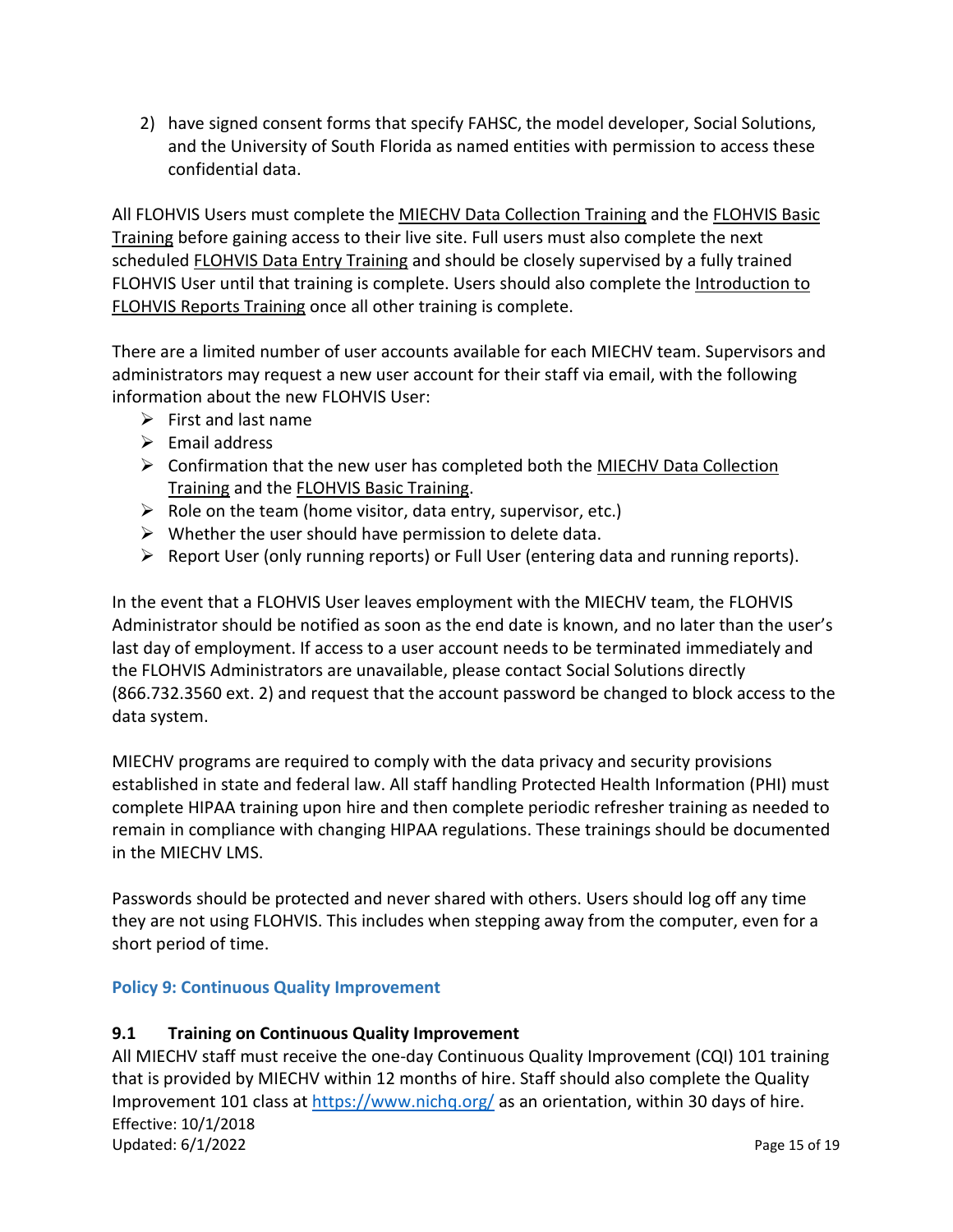2) have signed consent forms that specify FAHSC, the model developer, Social Solutions, and the University of South Florida as named entities with permission to access these confidential data.

All FLOHVIS Users must complete the MIECHV Data Collection Training and the FLOHVIS Basic Training before gaining access to their live site. Full users must also complete the next scheduled FLOHVIS Data Entry Training and should be closely supervised by a fully trained FLOHVIS User until that training is complete. Users should also complete the Introduction to FLOHVIS Reports Training once all other training is complete.

There are a limited number of user accounts available for each MIECHV team. Supervisors and administrators may request a new user account for their staff via email, with the following information about the new FLOHVIS User:

- First and last name
- Email address
- Confirmation that the new user has completed both the MIECHV Data Collection Training and the FLOHVIS Basic Training.
- Role on the team (home visitor, data entry, supervisor, etc.)
- Whether the user should have permission to delete data.
- Report User (only running reports) or Full User (entering data and running reports).

In the event that a FLOHVIS User leaves employment with the MIECHV team, the FLOHVIS Administrator should be notified as soon as the end date is known, and no later than the user's last day of employment. If access to a user account needs to be terminated immediately and the FLOHVIS Administrators are unavailable, please contact Social Solutions directly (866.732.3560 ext. 2) and request that the account password be changed to block access to the data system.

MIECHV programs are required to comply with the data privacy and security provisions established in state and federal law. All staff handling Protected Health Information (PHI) must complete HIPAA training upon hire and then complete periodic refresher training as needed to remain in compliance with changing HIPAA regulations. These trainings should be documented in the MIECHV LMS.

Passwords should be protected and never shared with others. Users should log off any time they are not using FLOHVIS. This includes when stepping away from the computer, even for a short period of time.

## Policy 9: Continuous Quality Improvement

### 9.1 Training on Continuous Quality Improvement

All MIECHV staff must receive the one-day Continuous Quality Improvement (CQI) 101 training that is provided by MIECHV within 12 months of hire. Staff should also complete the Quality Improvement 101 class at https://www.nichq.org/ as an orientation, within 30 days of hire.

Effective: 10/1/2018
Updated: 6/1/2022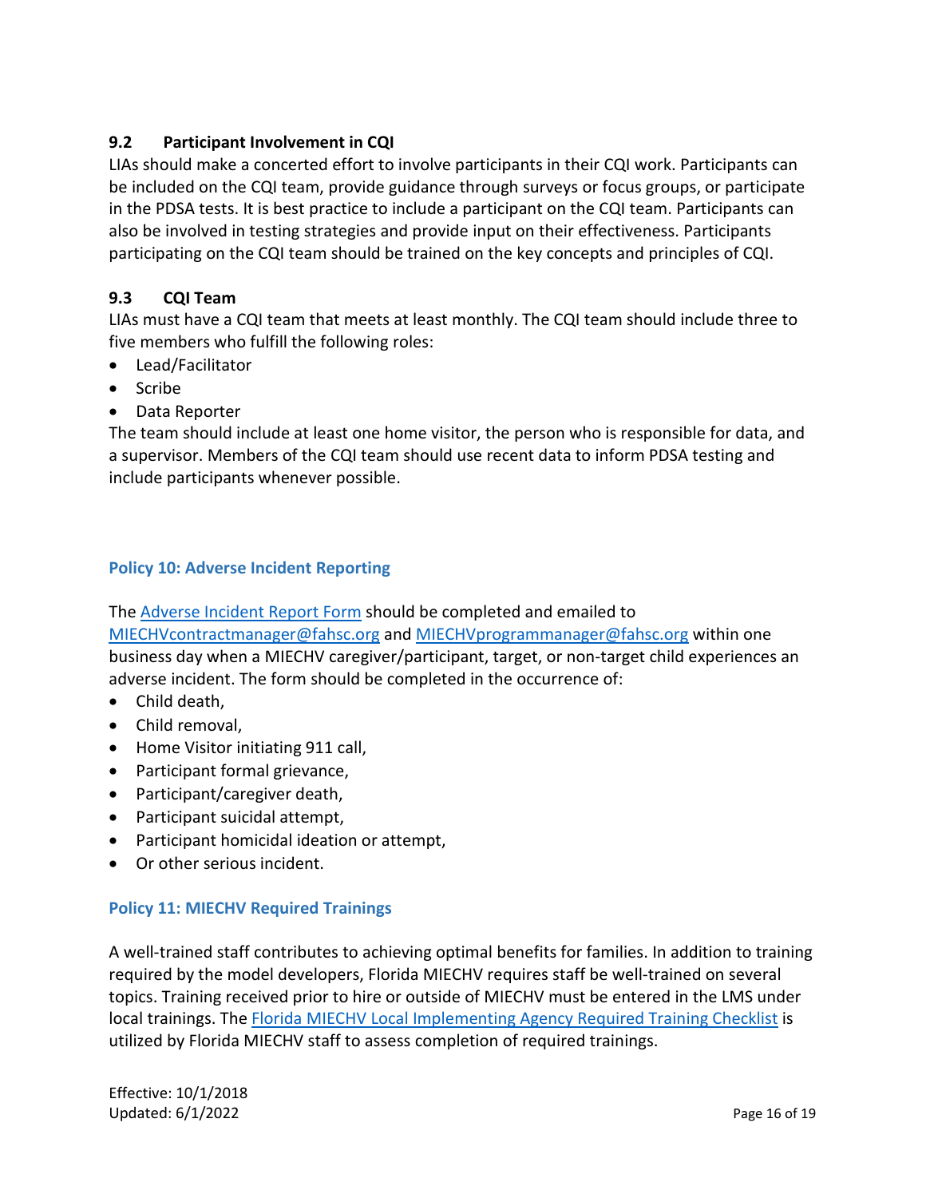### 9.2 Participant Involvement in CQI

LIAs should make a concerted effort to involve participants in their CQI work. Participants can be included on the CQI team, provide guidance through surveys or focus groups, or participate in the PDSA tests. It is best practice to include a participant on the CQI team. Participants can also be involved in testing strategies and provide input on their effectiveness. Participants participating on the CQI team should be trained on the key concepts and principles of CQI.

### 9.3 CQI Team

LIAs must have a CQI team that meets at least monthly. The CQI team should include three to five members who fulfill the following roles:

- Lead/Facilitator
- Scribe
- Data Reporter

The team should include at least one home visitor, the person who is responsible for data, and a supervisor. Members of the CQI team should use recent data to inform PDSA testing and include participants whenever possible.

## Policy 10: Adverse Incident Reporting

The Adverse Incident Report Form should be completed and emailed to MIECHVcontractmanager@fahsc.org and MIECHVprogrammanager@fahsc.org within one business day when a MIECHV caregiver/participant, target, or non-target child experiences an adverse incident. The form should be completed in the occurrence of:

- Child death,
- Child removal,
- Home Visitor initiating 911 call,
- Participant formal grievance,
- Participant/caregiver death,
- Participant suicidal attempt,
- Participant homicidal ideation or attempt,
- Or other serious incident.

## Policy 11: MIECHV Required Trainings

A well-trained staff contributes to achieving optimal benefits for families. In addition to training required by the model developers, Florida MIECHV requires staff be well-trained on several topics. Training received prior to hire or outside of MIECHV must be entered in the LMS under local trainings. The Florida MIECHV Local Implementing Agency Required Training Checklist is utilized by Florida MIECHV staff to assess completion of required trainings.

Effective: 10/1/2018
Updated: 6/1/2022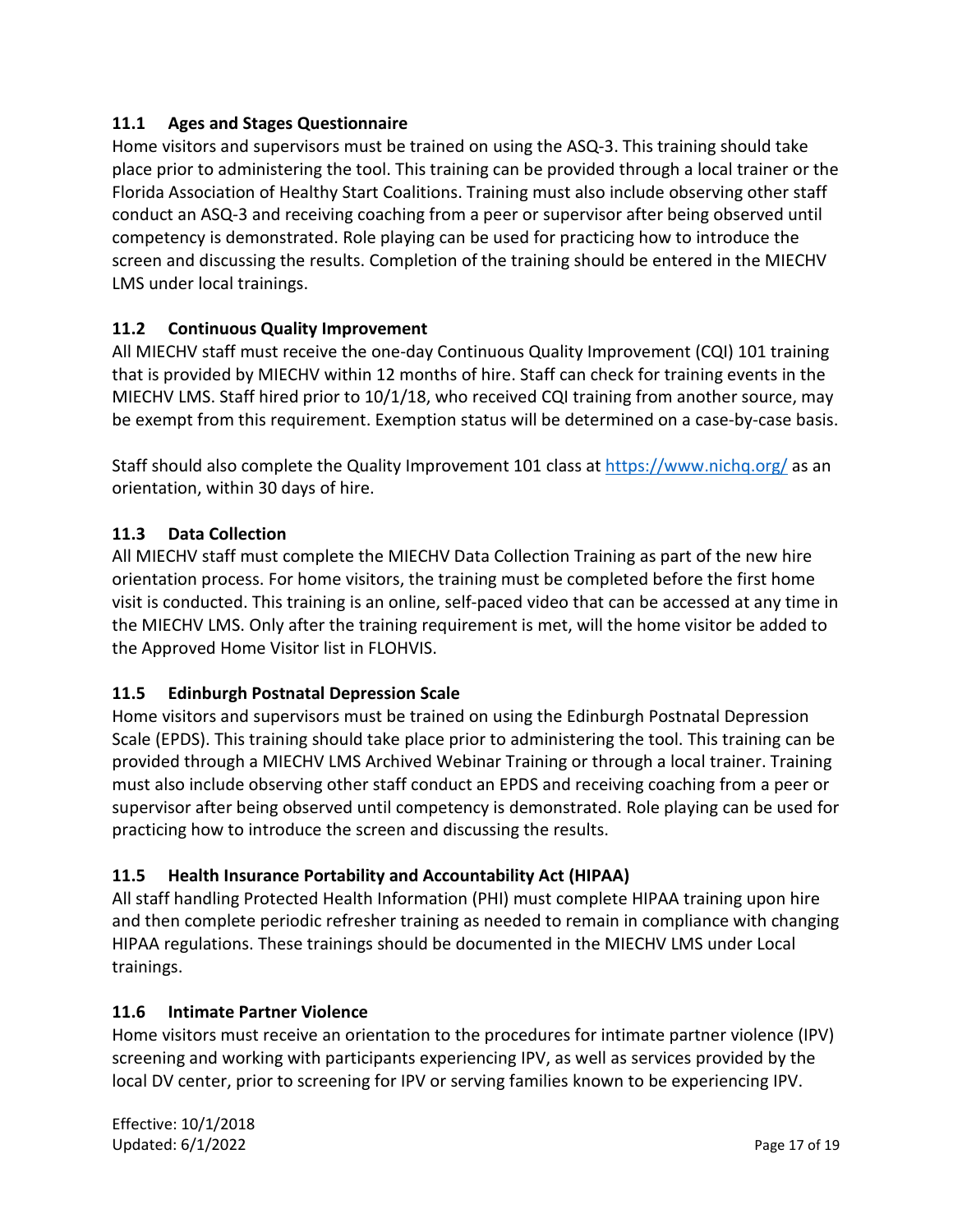### 11.1 Ages and Stages Questionnaire

Home visitors and supervisors must be trained on using the ASQ-3. This training should take place prior to administering the tool. This training can be provided through a local trainer or the Florida Association of Healthy Start Coalitions. Training must also include observing other staff conduct an ASQ-3 and receiving coaching from a peer or supervisor after being observed until competency is demonstrated. Role playing can be used for practicing how to introduce the screen and discussing the results. Completion of the training should be entered in the MIECHV LMS under local trainings.

### 11.2 Continuous Quality Improvement

All MIECHV staff must receive the one-day Continuous Quality Improvement (CQI) 101 training that is provided by MIECHV within 12 months of hire. Staff can check for training events in the MIECHV LMS. Staff hired prior to 10/1/18, who received CQI training from another source, may be exempt from this requirement. Exemption status will be determined on a case-by-case basis.

Staff should also complete the Quality Improvement 101 class at https://www.nichq.org/ as an orientation, within 30 days of hire.

### 11.3 Data Collection

All MIECHV staff must complete the MIECHV Data Collection Training as part of the new hire orientation process. For home visitors, the training must be completed before the first home visit is conducted. This training is an online, self-paced video that can be accessed at any time in the MIECHV LMS. Only after the training requirement is met, will the home visitor be added to the Approved Home Visitor list in FLOHVIS.

### 11.5 Edinburgh Postnatal Depression Scale

Home visitors and supervisors must be trained on using the Edinburgh Postnatal Depression Scale (EPDS). This training should take place prior to administering the tool. This training can be provided through a MIECHV LMS Archived Webinar Training or through a local trainer. Training must also include observing other staff conduct an EPDS and receiving coaching from a peer or supervisor after being observed until competency is demonstrated. Role playing can be used for practicing how to introduce the screen and discussing the results.

### 11.5 Health Insurance Portability and Accountability Act (HIPAA)

All staff handling Protected Health Information (PHI) must complete HIPAA training upon hire and then complete periodic refresher training as needed to remain in compliance with changing HIPAA regulations. These trainings should be documented in the MIECHV LMS under Local trainings.

### 11.6 Intimate Partner Violence

Home visitors must receive an orientation to the procedures for intimate partner violence (IPV) screening and working with participants experiencing IPV, as well as services provided by the local DV center, prior to screening for IPV or serving families known to be experiencing IPV.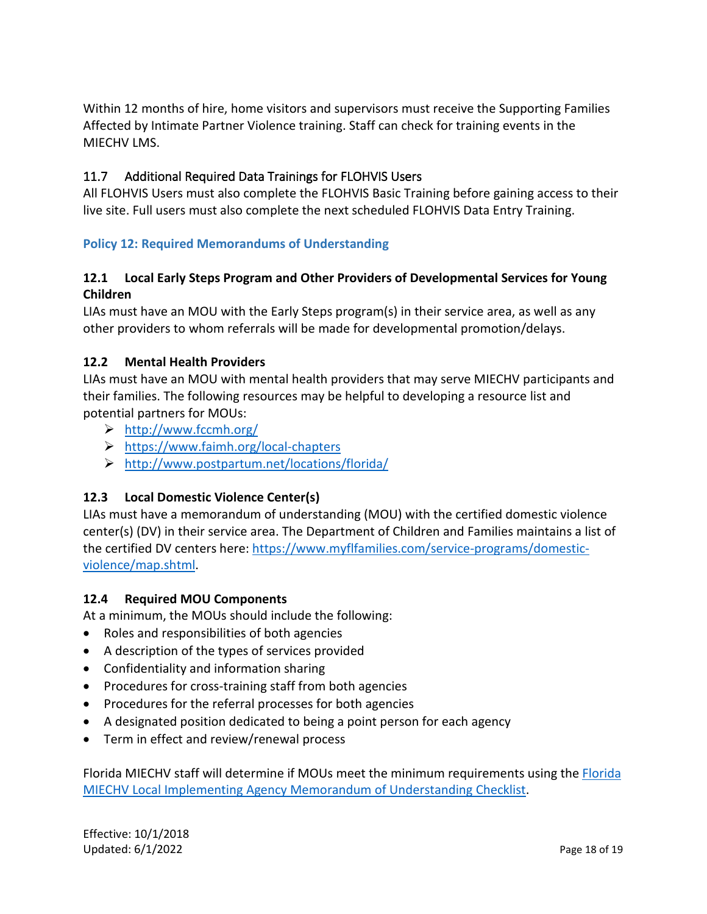Within 12 months of hire, home visitors and supervisors must receive the Supporting Families Affected by Intimate Partner Violence training. Staff can check for training events in the MIECHV LMS.

### 11.7 Additional Required Data Trainings for FLOHVIS Users

All FLOHVIS Users must also complete the FLOHVIS Basic Training before gaining access to their live site. Full users must also complete the next scheduled FLOHVIS Data Entry Training.

## Policy 12: Required Memorandums of Understanding

### 12.1 Local Early Steps Program and Other Providers of Developmental Services for Young Children

LIAs must have an MOU with the Early Steps program(s) in their service area, as well as any other providers to whom referrals will be made for developmental promotion/delays.

### 12.2 Mental Health Providers

LIAs must have an MOU with mental health providers that may serve MIECHV participants and their families. The following resources may be helpful to developing a resource list and potential partners for MOUs:

- http://www.fccmh.org/
- https://www.faimh.org/local-chapters
- http://www.postpartum.net/locations/florida/

### 12.3 Local Domestic Violence Center(s)

LIAs must have a memorandum of understanding (MOU) with the certified domestic violence center(s) (DV) in their service area. The Department of Children and Families maintains a list of the certified DV centers here: https://www.myflfamilies.com/service-programs/domestic-violence/map.shtml.

### 12.4 Required MOU Components

At a minimum, the MOUs should include the following:

- Roles and responsibilities of both agencies
- A description of the types of services provided
- Confidentiality and information sharing
- Procedures for cross-training staff from both agencies
- Procedures for the referral processes for both agencies
- A designated position dedicated to being a point person for each agency
- Term in effect and review/renewal process

Florida MIECHV staff will determine if MOUs meet the minimum requirements using the Florida MIECHV Local Implementing Agency Memorandum of Understanding Checklist.

Effective: 10/1/2018
Updated: 6/1/2022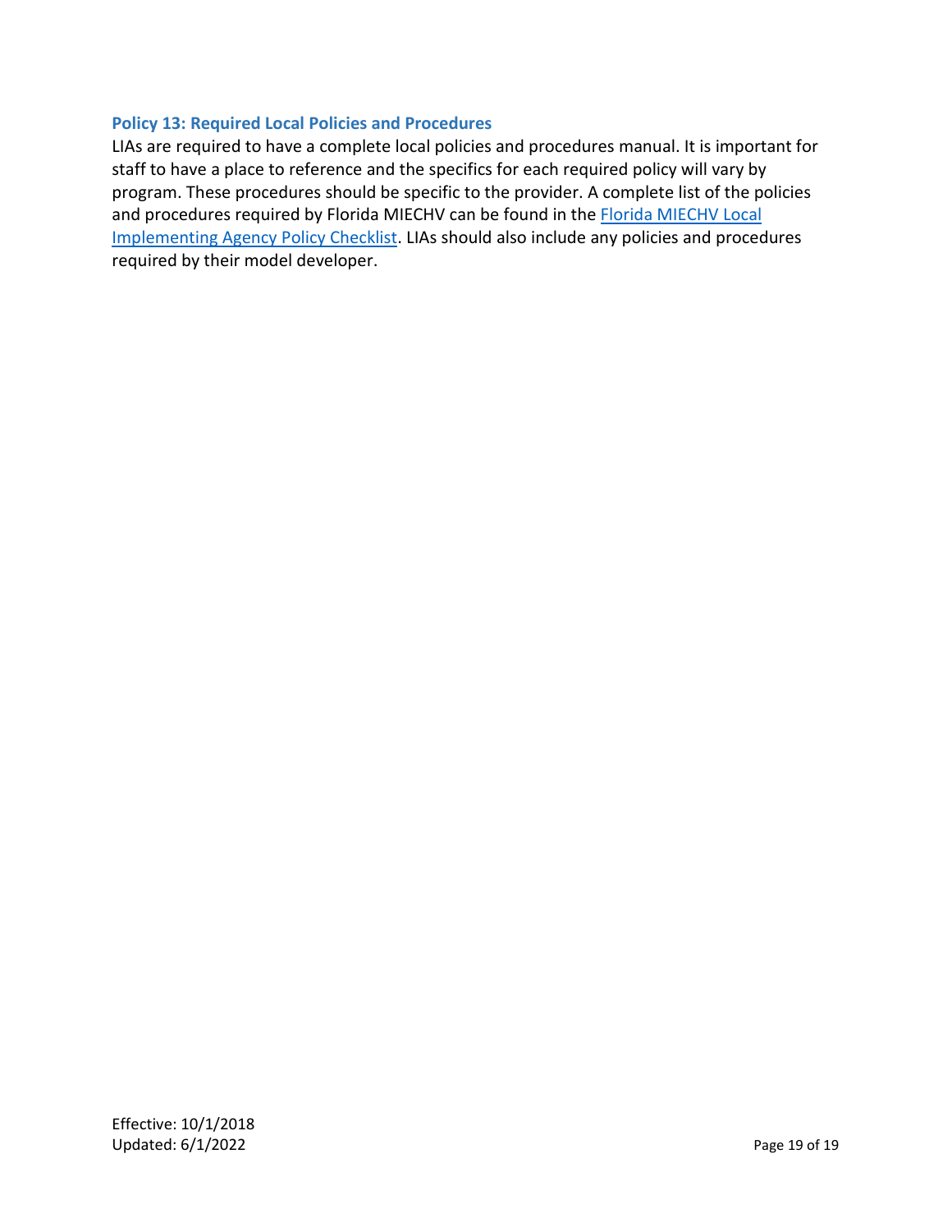### Policy 13: Required Local Policies and Procedures

LIAs are required to have a complete local policies and procedures manual. It is important for staff to have a place to reference and the specifics for each required policy will vary by program. These procedures should be specific to the provider. A complete list of the policies and procedures required by Florida MIECHV can be found in the Florida MIECHV Local Implementing Agency Policy Checklist. LIAs should also include any policies and procedures required by their model developer.

Effective: 10/1/2018
Updated: 6/1/2022